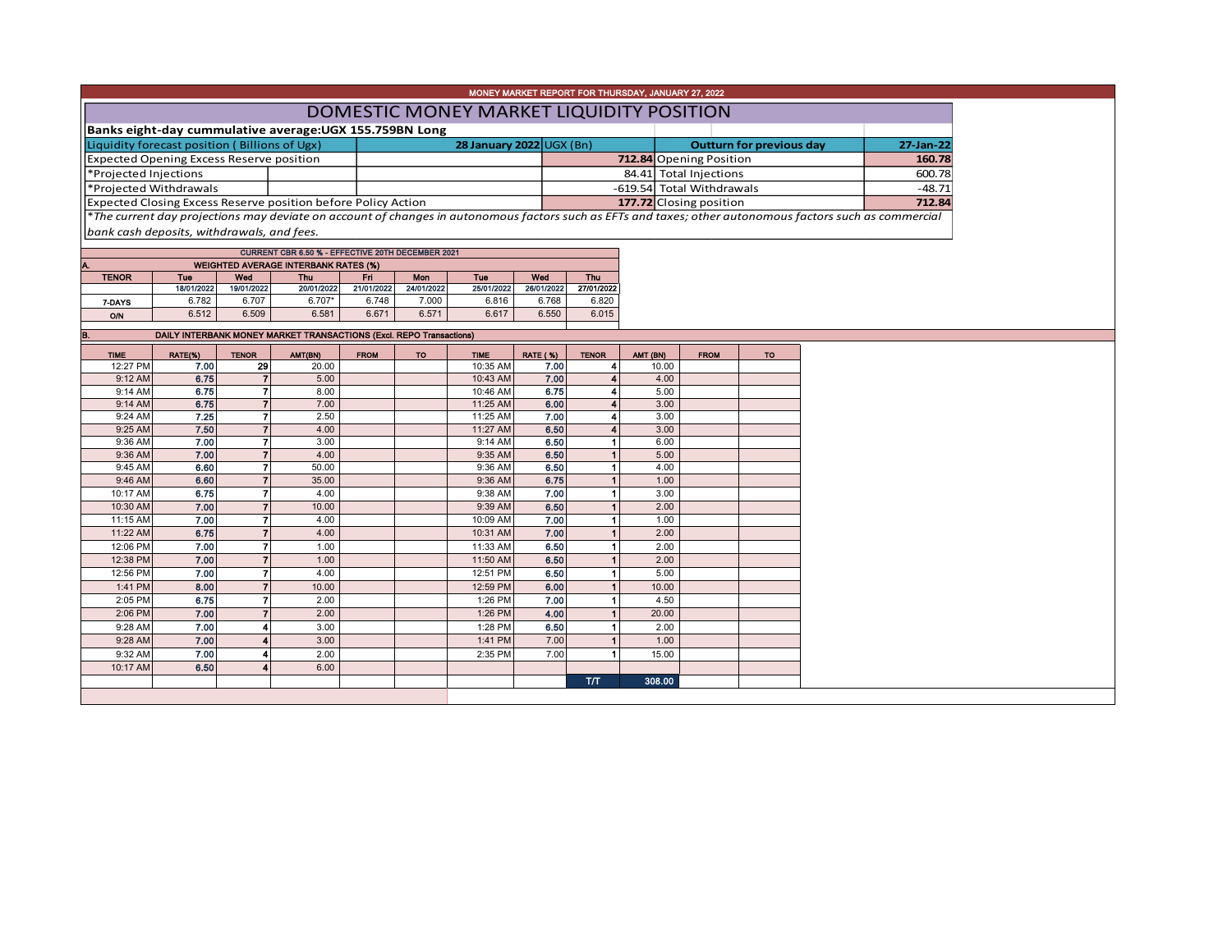MONEY MARKET REPORT FOR THURSDAY, JANUARY 27, 2022

# DOMESTIC MONEY MARKET LIQUIDITY POSITION

**Banks eight-day cummulative average:UGX 155.759BN Long**

| Liquidity forecast position ( Billions of Ugx) | 28 January 2022 UGX (Bn) | Outturn for previous day | 27-Jan-22 |
|---|---|---|---|
| Expected Opening Excess Reserve position | **712.84** | Opening Position | **160.78** |
| *Projected Injections | 84.41 | Total Injections | 600.78 |
| *Projected Withdrawals | -619.54 | Total Withdrawals | -48.71 |
| Expected Closing Excess Reserve position before Policy Action | **177.72** | Closing position | **712.84** |

*\*The current day projections may deviate on account of changes in autonomous factors such as EFTs and taxes; other autonomous factors such as commercial bank cash deposits, withdrawals, and fees.*

CURRENT CBR 6.50 % - EFFECTIVE 20TH DECEMBER 2021

**A. WEIGHTED AVERAGE INTERBANK RATES (%)**

| TENOR | Tue | Wed | Thu | Fri | Mon | Tue | Wed | Thu |
|---|---|---|---|---|---|---|---|---|
| | 18/01/2022 | 19/01/2022 | 20/01/2022 | 21/01/2022 | 24/01/2022 | 25/01/2022 | 26/01/2022 | 27/01/2022 |
| 7-DAYS | 6.782 | 6.707 | 6.707* | 6.748 | 7.000 | 6.816 | 6.768 | 6.820 |
| O/N | 6.512 | 6.509 | 6.581 | 6.671 | 6.571 | 6.617 | 6.550 | 6.015 |

**B. DAILY INTERBANK MONEY MARKET TRANSACTIONS (Excl. REPO Transactions)**

| TIME | RATE(%) | TENOR | AMT(BN) | FROM | TO | TIME | RATE ( %) | TENOR | AMT (BN) | FROM | TO |
|---|---|---|---|---|---|---|---|---|---|---|---|
| 12:27 PM | 7.00 | 29 | 20.00 | | | 10:35 AM | 7.00 | 4 | 10.00 | | |
| 9:12 AM | 6.75 | 7 | 5.00 | | | 10:43 AM | 7.00 | 4 | 4.00 | | |
| 9:14 AM | 6.75 | 7 | 8.00 | | | 10:46 AM | 6.75 | 4 | 5.00 | | |
| 9:14 AM | 6.75 | 7 | 7.00 | | | 11:25 AM | 6.00 | 4 | 3.00 | | |
| 9:24 AM | 7.25 | 7 | 2.50 | | | 11:25 AM | 7.00 | 4 | 3.00 | | |
| 9:25 AM | 7.50 | 7 | 4.00 | | | 11:27 AM | 6.50 | 4 | 3.00 | | |
| 9:36 AM | 7.00 | 7 | 3.00 | | | 9:14 AM | 6.50 | 1 | 6.00 | | |
| 9:36 AM | 7.00 | 7 | 4.00 | | | 9:35 AM | 6.50 | 1 | 5.00 | | |
| 9:45 AM | 6.60 | 7 | 50.00 | | | 9:36 AM | 6.50 | 1 | 4.00 | | |
| 9:46 AM | 6.60 | 7 | 35.00 | | | 9:36 AM | 6.75 | 1 | 1.00 | | |
| 10:17 AM | 6.75 | 7 | 4.00 | | | 9:38 AM | 7.00 | 1 | 3.00 | | |
| 10:30 AM | 7.00 | 7 | 10.00 | | | 9:39 AM | 6.50 | 1 | 2.00 | | |
| 11:15 AM | 7.00 | 7 | 4.00 | | | 10:09 AM | 7.00 | 1 | 1.00 | | |
| 11:22 AM | 6.75 | 7 | 4.00 | | | 10:31 AM | 7.00 | 1 | 2.00 | | |
| 12:06 PM | 7.00 | 7 | 1.00 | | | 11:33 AM | 6.50 | 1 | 2.00 | | |
| 12:38 PM | 7.00 | 7 | 1.00 | | | 11:50 AM | 6.50 | 1 | 2.00 | | |
| 12:56 PM | 7.00 | 7 | 4.00 | | | 12:51 PM | 6.50 | 1 | 5.00 | | |
| 1:41 PM | 8.00 | 7 | 10.00 | | | 12:59 PM | 6.00 | 1 | 10.00 | | |
| 2:05 PM | 6.75 | 7 | 2.00 | | | 1:26 PM | 7.00 | 1 | 4.50 | | |
| 2:06 PM | 7.00 | 7 | 2.00 | | | 1:26 PM | 4.00 | 1 | 20.00 | | |
| 9:28 AM | 7.00 | 4 | 3.00 | | | 1:28 PM | 6.50 | 1 | 2.00 | | |
| 9:28 AM | 7.00 | 4 | 3.00 | | | 1:41 PM | 7.00 | 1 | 1.00 | | |
| 9:32 AM | 7.00 | 4 | 2.00 | | | 2:35 PM | 7.00 | 1 | 15.00 | | |
| 10:17 AM | 6.50 | 4 | 6.00 | | | | | | | | |
| | | | | | | | | T/T | 308.00 | | |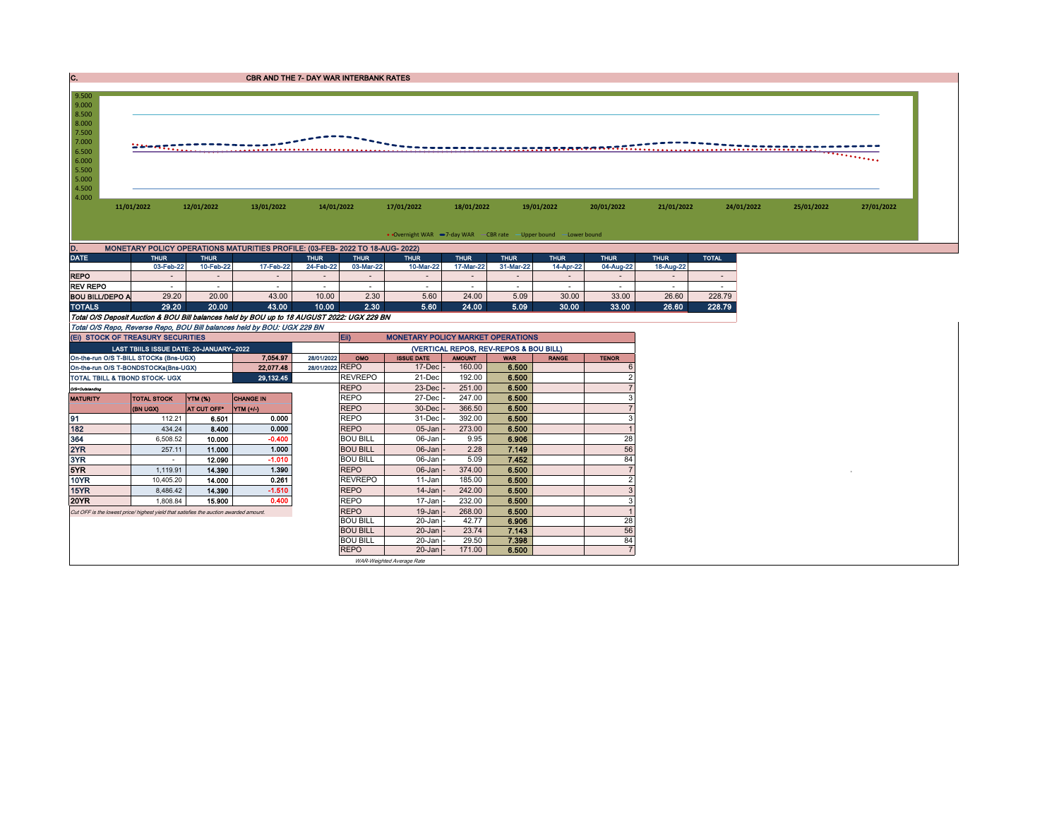## C. CBR AND THE 7- DAY WAR INTERBANK RATES

9.500
9.000
8.500
8.000
7.500
7.000
6.500
6.000
5.500
5.000
4.500
4.000

11/01/2022 12/01/2022 13/01/2022 14/01/2022 17/01/2022 18/01/2022 19/01/2022 20/01/2022 21/01/2022 24/01/2022 25/01/2022 27/01/2022

Overnight WAR — 7-day WAR — CBR rate — Upper bound — Lower bound

## D. MONETARY POLICY OPERATIONS MATURITIES PROFILE: (03-FEB- 2022 TO 18-AUG- 2022)

| DATE | THUR | THUR | THUR | THUR | THUR | THUR | THUR | THUR | THUR | THUR | THUR | TOTAL |
|---|---|---|---|---|---|---|---|---|---|---|---|---|
| | 03-Feb-22 | 10-Feb-22 | 17-Feb-22 | 24-Feb-22 | 03-Mar-22 | 10-Mar-22 | 17-Mar-22 | 31-Mar-22 | 14-Apr-22 | 04-Aug-22 | 18-Aug-22 | |
| REPO | - | - | - | - | - | - | - | - | - | - | - | - |
| REV REPO | - | - | - | - | - | - | - | - | - | - | - | - |
| BOU BILL/DEPO A | 29.20 | 20.00 | 43.00 | 10.00 | 2.30 | 5.60 | 24.00 | 5.09 | 30.00 | 33.00 | 26.60 | 228.79 |
| TOTALS | 29.20 | 20.00 | 43.00 | 10.00 | 2.30 | 5.60 | 24.00 | 5.09 | 30.00 | 33.00 | 26.60 | 228.79 |

*Total O/S Deposit Auction & BOU Bill balances held by BOU up to 18 AUGUST 2022: UGX 229 BN*

*Total O/S Repo, Reverse Repo, BOU Bill balances held by BOU: UGX 229 BN*

### (Ei) STOCK OF TREASURY SECURITIES

| LAST TBIILS ISSUE DATE: 20-JANUARY--2022 | | |
|---|---|---|
| On-the-run O/S T-BILL STOCKs (Bns-UGX) | 7,054.97 | 28/01/2022 |
| On-the-run O/S T-BONDSTOCKs(Bns-UGX) | 22,077.48 | 28/01/2022 |
| TOTAL TBILL & TBOND STOCK- UGX | 29,132.45 | |

*O/S=Outstanding*

| MATURITY | TOTAL STOCK (BN UGX) | YTM (%) AT CUT OFF* | CHANGE IN YTM (+/-) |
|---|---|---|---|
| 91 | 112.21 | 6.501 | 0.000 |
| 182 | 434.24 | 8.400 | 0.000 |
| 364 | 6,508.52 | 10.000 | -0.400 |
| 2YR | 257.11 | 11.000 | 1.000 |
| 3YR | - | 12.090 | -1.010 |
| 5YR | 1,119.91 | 14.390 | 1.390 |
| 10YR | 10,405.20 | 14.000 | 0.261 |
| 15YR | 8,486.42 | 14.390 | -1.510 |
| 20YR | 1,808.84 | 15.900 | 0.400 |

*Cut OFF is the lowest price/ highest yield that satisfies the auction awarded amount.*

### Eii) MONETARY POLICY MARKET OPERATIONS

(VERTICAL REPOS, REV-REPOS & BOU BILL)

| OMO | ISSUE DATE | AMOUNT | WAR | RANGE | TENOR |
|---|---|---|---|---|---|
| REPO | 17-Dec - | 160.00 | 6.500 | | 6 |
| REVREPO | 21-Dec | 192.00 | 6.500 | | 2 |
| REPO | 23-Dec - | 251.00 | 6.500 | | 7 |
| REPO | 27-Dec - | 247.00 | 6.500 | | 3 |
| REPO | 30-Dec - | 366.50 | 6.500 | | 7 |
| REPO | 31-Dec - | 392.00 | 6.500 | | 3 |
| REPO | 05-Jan - | 273.00 | 6.500 | | 1 |
| BOU BILL | 06-Jan - | 9.95 | 6.906 | | 28 |
| BOU BILL | 06-Jan - | 2.28 | 7.149 | | 56 |
| BOU BILL | 06-Jan - | 5.09 | 7.452 | | 84 |
| REPO | 06-Jan - | 374.00 | 6.500 | | 7 |
| REVREPO | 11-Jan | 185.00 | 6.500 | | 2 |
| REPO | 14-Jan - | 242.00 | 6.500 | | 3 |
| REPO | 17-Jan - | 232.00 | 6.500 | | 3 |
| REPO | 19-Jan - | 268.00 | 6.500 | | 1 |
| BOU BILL | 20-Jan - | 42.77 | 6.906 | | 28 |
| BOU BILL | 20-Jan - | 23.74 | 7.143 | | 56 |
| BOU BILL | 20-Jan - | 29.50 | 7.398 | | 84 |
| REPO | 20-Jan - | 171.00 | 6.500 | | 7 |

*WAR-Weighted Average Rate*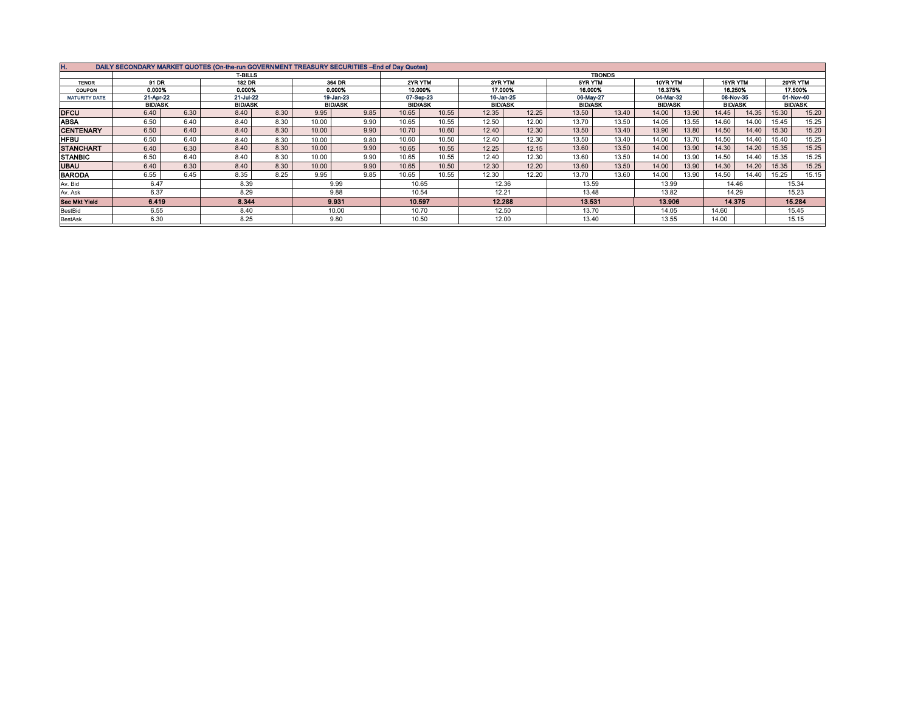| H. | DAILY SECONDARY MARKET QUOTES (On-the-run GOVERNMENT TREASURY SECURITIES –End of Day Quotes) | | | | | | | | | | | | | | | | | |
|---|---|---|---|---|---|---|---|---|---|---|---|---|---|---|---|---|---|---|
| | T-BILLS | | | | | | TBONDS | | | | | | | | | | | |
| TENOR | 91 DR | | 182 DR | | 364 DR | | 2YR YTM | | 3YR YTM | | 5YR YTM | | 10YR YTM | | 15YR YTM | | 20YR YTM | |
| COUPON | 0.000% | | 0.000% | | 0.000% | | 10.000% | | 17.000% | | 16.000% | | 16.375% | | 16.250% | | 17.500% | |
| MATURITY DATE | 21-Apr-22 | | 21-Jul-22 | | 19-Jan-23 | | 07-Sep-23 | | 16-Jan-25 | | 06-May-27 | | 04-Mar-32 | | 08-Nov-35 | | 01-Nov-40 | |
| | BID/ASK | | BID/ASK | | BID/ASK | | BID/ASK | | BID/ASK | | BID/ASK | | BID/ASK | | BID/ASK | | BID/ASK | |
| **DFCU** | 6.40 | 6.30 | 8.40 | 8.30 | 9.95 | 9.85 | 10.65 | 10.55 | 12.35 | 12.25 | 13.50 | 13.40 | 14.00 | 13.90 | 14.45 | 14.35 | 15.30 | 15.20 |
| **ABSA** | 6.50 | 6.40 | 8.40 | 8.30 | 10.00 | 9.90 | 10.65 | 10.55 | 12.50 | 12.00 | 13.70 | 13.50 | 14.05 | 13.55 | 14.60 | 14.00 | 15.45 | 15.25 |
| **CENTENARY** | 6.50 | 6.40 | 8.40 | 8.30 | 10.00 | 9.90 | 10.70 | 10.60 | 12.40 | 12.30 | 13.50 | 13.40 | 13.90 | 13.80 | 14.50 | 14.40 | 15.30 | 15.20 |
| **HFBU** | 6.50 | 6.40 | 8.40 | 8.30 | 10.00 | 9.80 | 10.60 | 10.50 | 12.40 | 12.30 | 13.50 | 13.40 | 14.00 | 13.70 | 14.50 | 14.40 | 15.40 | 15.25 |
| **STANCHART** | 6.40 | 6.30 | 8.40 | 8.30 | 10.00 | 9.90 | 10.65 | 10.55 | 12.25 | 12.15 | 13.60 | 13.50 | 14.00 | 13.90 | 14.30 | 14.20 | 15.35 | 15.25 |
| **STANBIC** | 6.50 | 6.40 | 8.40 | 8.30 | 10.00 | 9.90 | 10.65 | 10.55 | 12.40 | 12.30 | 13.60 | 13.50 | 14.00 | 13.90 | 14.50 | 14.40 | 15.35 | 15.25 |
| **UBAU** | 6.40 | 6.30 | 8.40 | 8.30 | 10.00 | 9.90 | 10.65 | 10.50 | 12.30 | 12.20 | 13.60 | 13.50 | 14.00 | 13.90 | 14.30 | 14.20 | 15.35 | 15.25 |
| **BARODA** | 6.55 | 6.45 | 8.35 | 8.25 | 9.95 | 9.85 | 10.65 | 10.55 | 12.30 | 12.20 | 13.70 | 13.60 | 14.00 | 13.90 | 14.50 | 14.40 | 15.25 | 15.15 |
| Av. Bid | 6.47 | | 8.39 | | 9.99 | | 10.65 | | 12.36 | | 13.59 | | 13.99 | | 14.46 | | 15.34 | |
| Av. Ask | 6.37 | | 8.29 | | 9.88 | | 10.54 | | 12.21 | | 13.48 | | 13.82 | | 14.29 | | 15.23 | |
| **Sec Mkt Yield** | **6.419** | | **8.344** | | **9.931** | | **10.597** | | **12.288** | | **13.531** | | **13.906** | | **14.375** | | **15.284** | |
| BestBid | 6.55 | | 8.40 | | 10.00 | | 10.70 | | 12.50 | | 13.70 | | 14.05 | | 14.60 | | 15.45 | |
| BestAsk | 6.30 | | 8.25 | | 9.80 | | 10.50 | | 12.00 | | 13.40 | | 13.55 | | 14.00 | | 15.15 | |